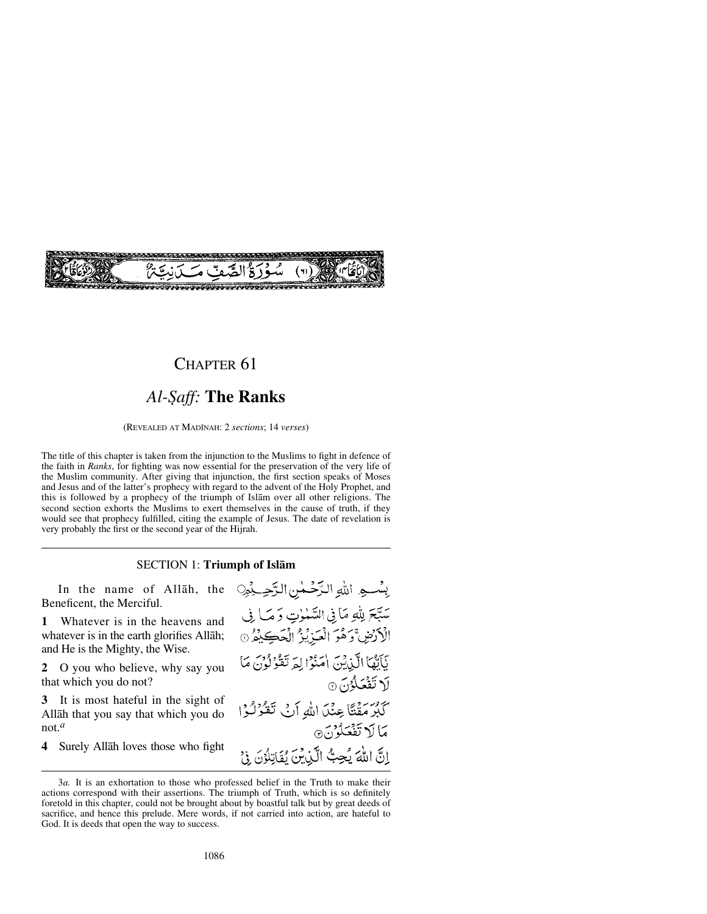سُوْرَةُ الصَّفِّ مَدَنِيَّةٌ (٦١)

# CHAPTER 61

## *Al-Ṣaff:* The Ranks

(REVEALED AT MADĪNAH: 2 *sections*; 14 *verses*)

The title of this chapter is taken from the injunction to the Muslims to fight in defence of the faith in *Ranks*, for fighting was now essential for the preservation of the very life of the Muslim community. After giving that injunction, the first section speaks of Moses and Jesus and of the latter's prophecy with regard to the advent of the Holy Prophet, and this is followed by a prophecy of the triumph of Islām over all other religions. The second section exhorts the Muslims to exert themselves in the cause of truth, if they would see that prophecy fulfilled, citing the example of Jesus. The date of revelation is very probably the first or the second year of the Hijrah.

### SECTION 1: Triumph of Islām

In the name of Allāh, the Beneficent, the Merciful.

بِسْمِ اللّٰهِ الرَّحْمٰنِ الرَّحِيْمِ

**1** Whatever is in the heavens and whatever is in the earth glorifies Allāh; and He is the Mighty, the Wise.

سَبَّحَ لِلّٰهِ مَا فِي السَّمٰوٰتِ وَمَا فِي الْاَرْضِ ۚ وَهُوَ الْعَزِيْزُ الْحَكِيْمُ ①

**2** O you who believe, why say you that which you do not?

يٰۤاَيُّهَا الَّذِيْنَ اٰمَنُوْا لِمَ تَقُوْلُوْنَ مَا لَا تَفْعَلُوْنَ ②

**3** It is most hateful in the sight of Allāh that you say that which you do not.[a]

كَبُرَ مَقْتًا عِنْدَ اللّٰهِ اَنْ تَقُوْلُوْا مَا لَا تَفْعَلُوْنَ ③

**4** Surely Allāh loves those who fight

اِنَّ اللّٰهَ يُحِبُّ الَّذِيْنَ يُقَاتِلُوْنَ فِيْ

---

3*a.* It is an exhortation to those who professed belief in the Truth to make their actions correspond with their assertions. The triumph of Truth, which is so definitely foretold in this chapter, could not be brought about by boastful talk but by great deeds of sacrifice, and hence this prelude. Mere words, if not carried into action, are hateful to God. It is deeds that open the way to success.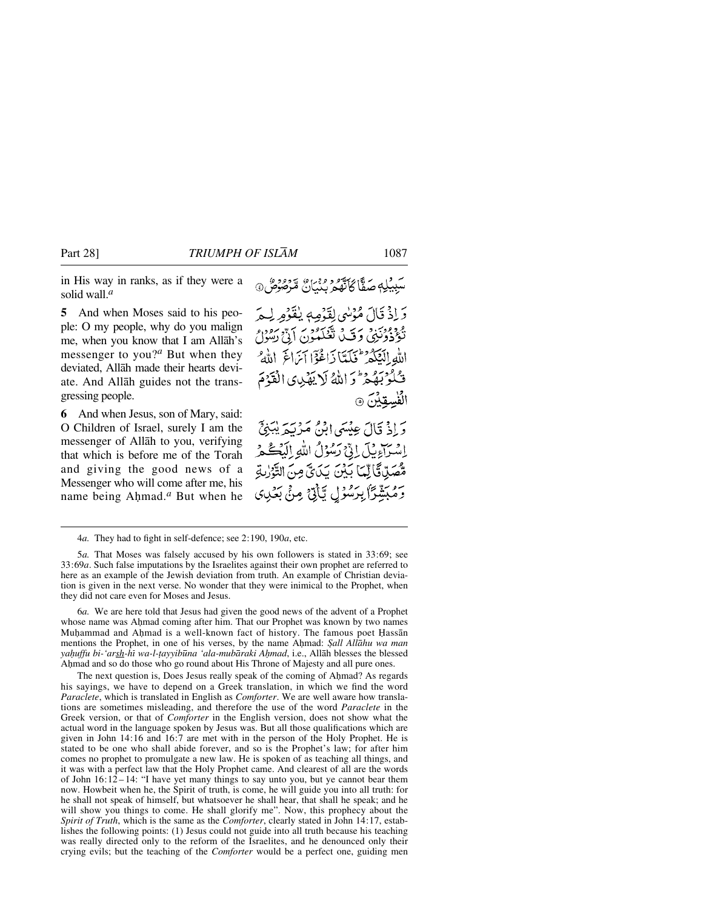in His way in ranks, as if they were a solid wall.[a]

سَبِيلِهِ صَفًّا كَأَنَّهُمْ بُنْيَانٌ مَّرْصُوصٌ ④

**5** And when Moses said to his people: O my people, why do you malign me, when you know that I am Allāh's messenger to you?[a] But when they deviated, Allāh made their hearts deviate. And Allāh guides not the transgressing people.

وَإِذْ قَالَ مُوسَىٰ لِقَوْمِهِ يَٰقَوْمِ لِمَ تُؤْذُونَنِي وَقَد تَّعْلَمُونَ أَنِّي رَسُولُ اللَّهِ إِلَيْكُمْ ۖ فَلَمَّا زَاغُوا أَزَاغَ اللَّهُ قُلُوبَهُمْ ۚ وَاللَّهُ لَا يَهْدِي الْقَوْمَ الْفَٰسِقِينَ ⑤

**6** And when Jesus, son of Mary, said: O Children of Israel, surely I am the messenger of Allāh to you, verifying that which is before me of the Torah and giving the good news of a Messenger who will come after me, his name being Aḥmad.[a] But when he

وَإِذْ قَالَ عِيسَى ابْنُ مَرْيَمَ يَٰبَنِي إِسْرَٰٓءِيلَ إِنِّي رَسُولُ اللَّهِ إِلَيْكُم مُّصَدِّقًا لِّمَا بَيْنَ يَدَيَّ مِنَ التَّوْرَىٰةِ وَمُبَشِّرًۢا بِرَسُولٍ يَأْتِي مِنۢ بَعْدِي

---

4*a.* They had to fight in self-defence; see 2:190, 190*a*, etc.

5*a.* That Moses was falsely accused by his own followers is stated in 33:69; see 33:69*a*. Such false imputations by the Israelites against their own prophet are referred to here as an example of the Jewish deviation from truth. An example of Christian deviation is given in the next verse. No wonder that they were inimical to the Prophet, when they did not care even for Moses and Jesus.

6*a.* We are here told that Jesus had given the good news of the advent of a Prophet whose name was Aḥmad coming after him. That our Prophet was known by two names Muḥammad and Aḥmad is a well-known fact of history. The famous poet Ḥassān mentions the Prophet, in one of his verses, by the name Aḥmad: *Ṣall Allāhu wa man yaḥuffu bi-'arsh-hī wa-l-ṭayyibūna 'ala-mubāraki Aḥmad*, i.e., Allāh blesses the blessed Aḥmad and so do those who go round about His Throne of Majesty and all pure ones.

The next question is, Does Jesus really speak of the coming of Aḥmad? As regards his sayings, we have to depend on a Greek translation, in which we find the word *Paraclete*, which is translated in English as *Comforter*. We are well aware how translations are sometimes misleading, and therefore the use of the word *Paraclete* in the Greek version, or that of *Comforter* in the English version, does not show what the actual word in the language spoken by Jesus was. But all those qualifications which are given in John 14:16 and 16:7 are met with in the person of the Holy Prophet. He is stated to be one who shall abide forever, and so is the Prophet's law; for after him comes no prophet to promulgate a new law. He is spoken of as teaching all things, and it was with a perfect law that the Holy Prophet came. And clearest of all are the words of John 16:12 – 14: "I have yet many things to say unto you, but ye cannot bear them now. Howbeit when he, the Spirit of truth, is come, he will guide you into all truth: for he shall not speak of himself, but whatsoever he shall hear, that shall he speak; and he will show you things to come. He shall glorify me". Now, this prophecy about the *Spirit of Truth*, which is the same as the *Comforter*, clearly stated in John 14:17, establishes the following points: (1) Jesus could not guide into all truth because his teaching was really directed only to the reform of the Israelites, and he denounced only their crying evils; but the teaching of the *Comforter* would be a perfect one, guiding men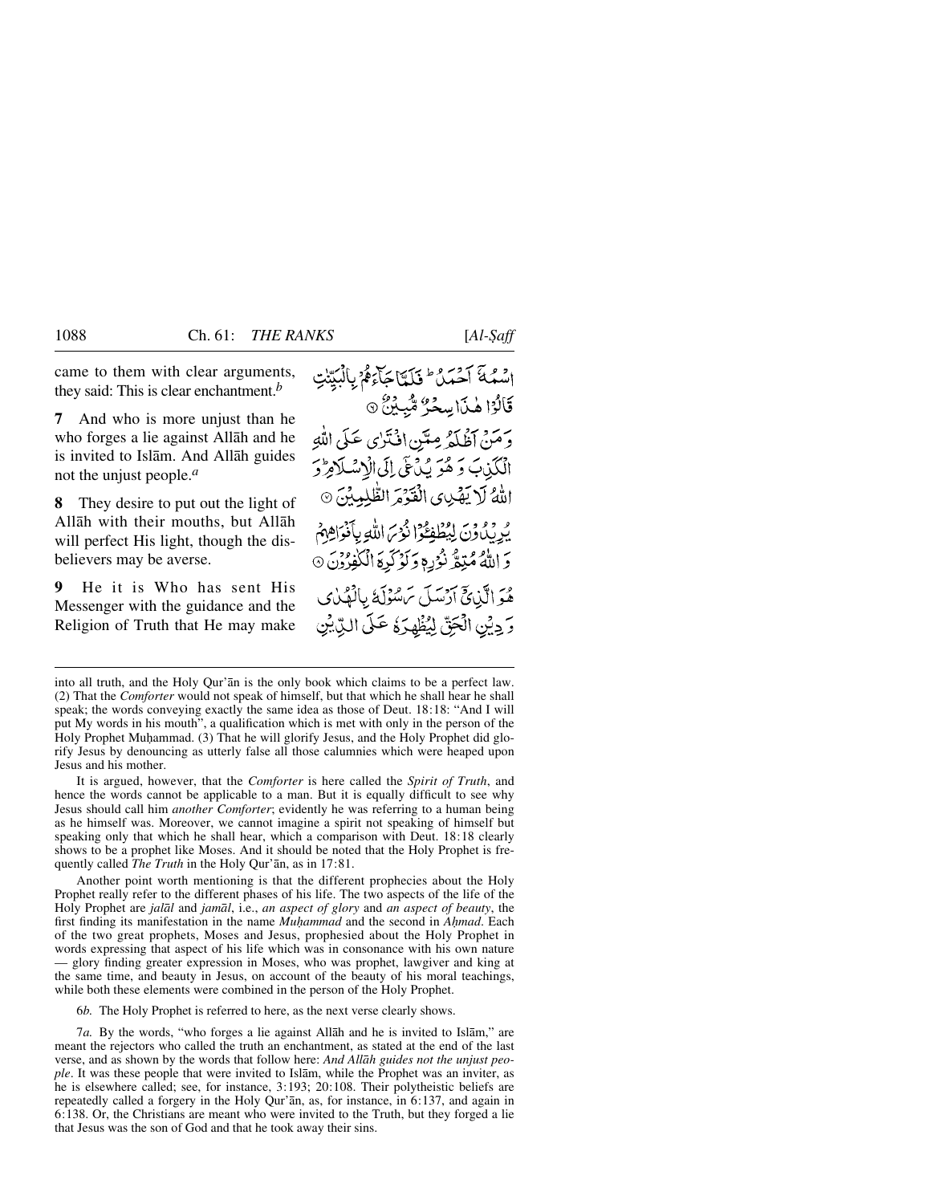came to them with clear arguments, they said: This is clear enchantment.[b]

اسْمُهٗۤ اَحْمَدُ ؕ فَلَمَّا جَآءَهُمْ بِالْبَیِّنٰتِ قَالُوْا هٰذَا سِحْرٌ مُّبِیْنٌ ۝

**7** And who is more unjust than he who forges a lie against Allāh and he is invited to Islām. And Allāh guides not the unjust people.[a]

وَ مَنْ اَظْلَمُ مِمَّنِ افْتَرٰی عَلَی اللّٰهِ الْكَذِبَ وَ هُوَ یُدْعٰۤی اِلَی الْاِسْلَامِ ؕ وَ اللّٰهُ لَا یَهْدِی الْقَوْمَ الظّٰلِمِیْنَ ۝

**8** They desire to put out the light of Allāh with their mouths, but Allāh will perfect His light, though the disbelievers may be averse.

یُرِیْدُوْنَ لِیُطْفِـُٔوْا نُوْرَ اللّٰهِ بِاَفْوَاهِهِمْ وَ اللّٰهُ مُتِمُّ نُوْرِهٖ وَ لَوْ كَرِهَ الْكٰفِرُوْنَ ۝

**9** He it is Who has sent His Messenger with the guidance and the Religion of Truth that He may make

هُوَ الَّذِیْۤ اَرْسَلَ رَسُوْلَهٗ بِالْهُدٰی وَ دِیْنِ الْحَقِّ لِیُظْهِرَهٗ عَلَی الدِّیْنِ

---

into all truth, and the Holy Qur'ān is the only book which claims to be a perfect law. (2) That the *Comforter* would not speak of himself, but that which he shall hear he shall speak; the words conveying exactly the same idea as those of Deut. 18:18: "And I will put My words in his mouth", a qualification which is met with only in the person of the Holy Prophet Muḥammad. (3) That he will glorify Jesus, and the Holy Prophet did glorify Jesus by denouncing as utterly false all those calumnies which were heaped upon Jesus and his mother.

It is argued, however, that the *Comforter* is here called the *Spirit of Truth*, and hence the words cannot be applicable to a man. But it is equally difficult to see why Jesus should call him *another Comforter*; evidently he was referring to a human being as he himself was. Moreover, we cannot imagine a spirit not speaking of himself but speaking only that which he shall hear, which a comparison with Deut. 18:18 clearly shows to be a prophet like Moses. And it should be noted that the Holy Prophet is frequently called *The Truth* in the Holy Qur'ān, as in 17:81.

Another point worth mentioning is that the different prophecies about the Holy Prophet really refer to the different phases of his life. The two aspects of the life of the Holy Prophet are *jalāl* and *jamāl*, i.e., *an aspect of glory* and *an aspect of beauty*, the first finding its manifestation in the name *Muḥammad* and the second in *Aḥmad*. Each of the two great prophets, Moses and Jesus, prophesied about the Holy Prophet in words expressing that aspect of his life which was in consonance with his own nature — glory finding greater expression in Moses, who was prophet, lawgiver and king at the same time, and beauty in Jesus, on account of the beauty of his moral teachings, while both these elements were combined in the person of the Holy Prophet.

6*b*. The Holy Prophet is referred to here, as the next verse clearly shows.

7*a*. By the words, "who forges a lie against Allāh and he is invited to Islām," are meant the rejectors who called the truth an enchantment, as stated at the end of the last verse, and as shown by the words that follow here: *And Allāh guides not the unjust people*. It was these people that were invited to Islām, while the Prophet was an inviter, as he is elsewhere called; see, for instance, 3:193; 20:108. Their polytheistic beliefs are repeatedly called a forgery in the Holy Qur'ān, as, for instance, in 6:137, and again in 6:138. Or, the Christians are meant who were invited to the Truth, but they forged a lie that Jesus was the son of God and that he took away their sins.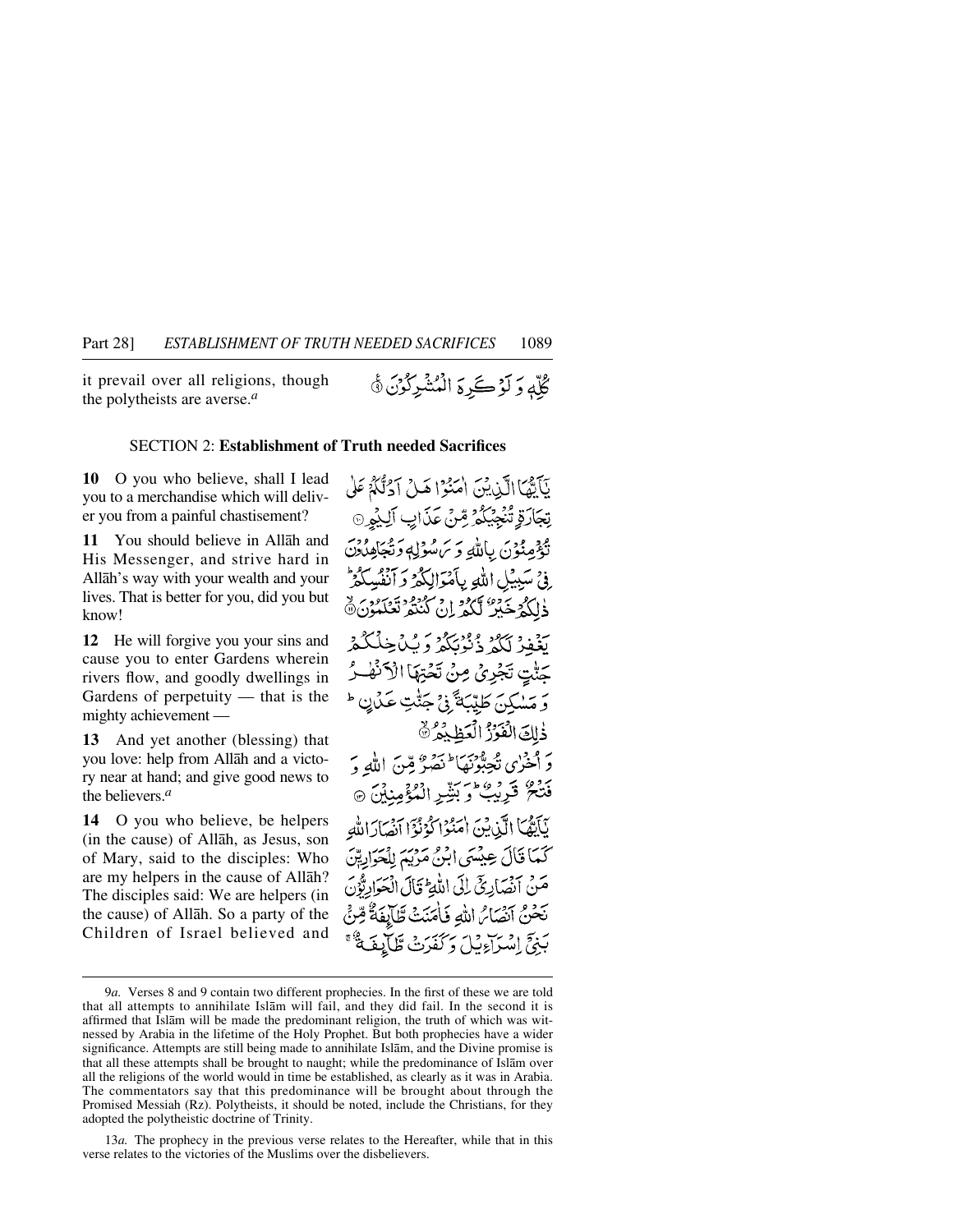it prevail over all religions, though the polytheists are averse.[a]

كُلِّهٖ وَ لَوۡ كَرِهَ الۡمُشۡرِكُوۡنَ ۠

SECTION 2: **Establishment of Truth needed Sacrifices**

**10** O you who believe, shall I lead you to a merchandise which will deliver you from a painful chastisement?

يٰۤاَيُّهَا الَّذِيۡنَ اٰمَنُوۡا هَلۡ اَدُلُّكُمۡ عَلٰى تِجَارَةٍ تُنۡجِيۡكُمۡ مِّنۡ عَذَابٍ اَلِيۡمٍ ‏

**11** You should believe in Allāh and His Messenger, and strive hard in Allāh's way with your wealth and your lives. That is better for you, did you but know!

تُؤۡمِنُوۡنَ بِاللّٰهِ وَرَسُوۡلِهٖ وَتُجَاهِدُوۡنَ فِىۡ سَبِيۡلِ اللّٰهِ بِاَمۡوَالِكُمۡ وَاَنۡفُسِكُمۡ‌ؕ ذٰلِكُمۡ خَيۡرٌ لَّكُمۡ اِنۡ كُنۡتُمۡ تَعۡلَمُوۡنَۙ

**12** He will forgive you your sins and cause you to enter Gardens wherein rivers flow, and goodly dwellings in Gardens of perpetuity — that is the mighty achievement —

يَغۡفِرۡ لَكُمۡ ذُنُوۡبَكُمۡ وَيُدۡخِلۡكُمۡ جَنّٰتٍ تَجۡرِىۡ مِنۡ تَحۡتِهَا الۡاَنۡهٰرُ وَمَسٰكِنَ طَيِّبَةً فِىۡ جَنّٰتِ عَدۡنٍ‌ ؕ ذٰلِكَ الۡفَوۡزُ الۡعَظِيۡمُۙ

**13** And yet another (blessing) that you love: help from Allāh and a victory near at hand; and give good news to the believers.[a]

وَاُخۡرٰى تُحِبُّوۡنَهَا‌ ؕ نَصۡرٌ مِّنَ اللّٰهِ وَفَتۡحٌ قَرِيۡبٌ‌ ؕ وَبَشِّرِ الۡمُؤۡمِنِيۡنَ

**14** O you who believe, be helpers (in the cause) of Allāh, as Jesus, son of Mary, said to the disciples: Who are my helpers in the cause of Allāh? The disciples said: We are helpers (in the cause) of Allāh. So a party of the Children of Israel believed and

يٰۤاَيُّهَا الَّذِيۡنَ اٰمَنُوۡا كُوۡنُوۡۤا اَنۡصَارَ اللّٰهِ كَمَا قَالَ عِيۡسَى ابۡنُ مَرۡيَمَ لِلۡحَوَارِيّٖنَ مَنۡ اَنۡصَارِىۡۤ اِلَى اللّٰهِ‌ؕ قَالَ الۡحَوَارِيُّوۡنَ نَحۡنُ اَنۡصَارُ اللّٰهِ فَاٰمَنَتۡ طَّآٮِٕفَةٌ مِّنۡۢ بَنِىۡۤ اِسۡرَآءِيۡلَ وَكَفَرَتۡ طَّآٮِٕفَةٌ‌ ۚ

---

9*a.* Verses 8 and 9 contain two different prophecies. In the first of these we are told that all attempts to annihilate Islām will fail, and they did fail. In the second it is affirmed that Islām will be made the predominant religion, the truth of which was witnessed by Arabia in the lifetime of the Holy Prophet. But both prophecies have a wider significance. Attempts are still being made to annihilate Islām, and the Divine promise is that all these attempts shall be brought to naught; while the predominance of Islām over all the religions of the world would in time be established, as clearly as it was in Arabia. The commentators say that this predominance will be brought about through the Promised Messiah (Rz). Polytheists, it should be noted, include the Christians, for they adopted the polytheistic doctrine of Trinity.

13*a.* The prophecy in the previous verse relates to the Hereafter, while that in this verse relates to the victories of the Muslims over the disbelievers.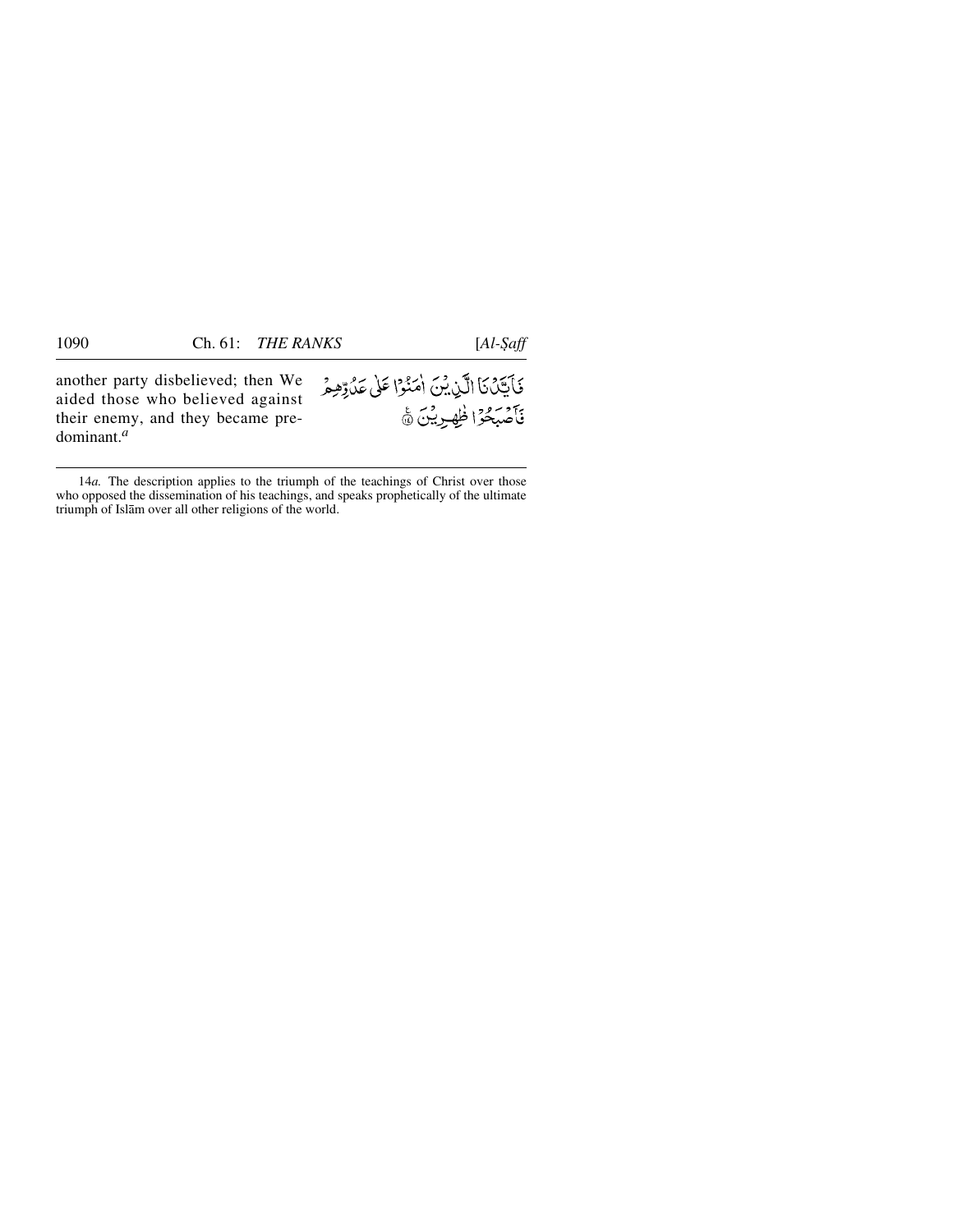another party disbelieved; then We aided those who believed against their enemy, and they became predominant.[a]

فَاَيَّدۡنَا الَّذِيۡنَ اٰمَنُوۡا عَلٰى عَدُوِّهِمۡ فَاَصۡبَحُوۡا ظٰهِرِيۡنَ ۝۱۴

---

14*a.* The description applies to the triumph of the teachings of Christ over those who opposed the dissemination of his teachings, and speaks prophetically of the ultimate triumph of Islām over all other religions of the world.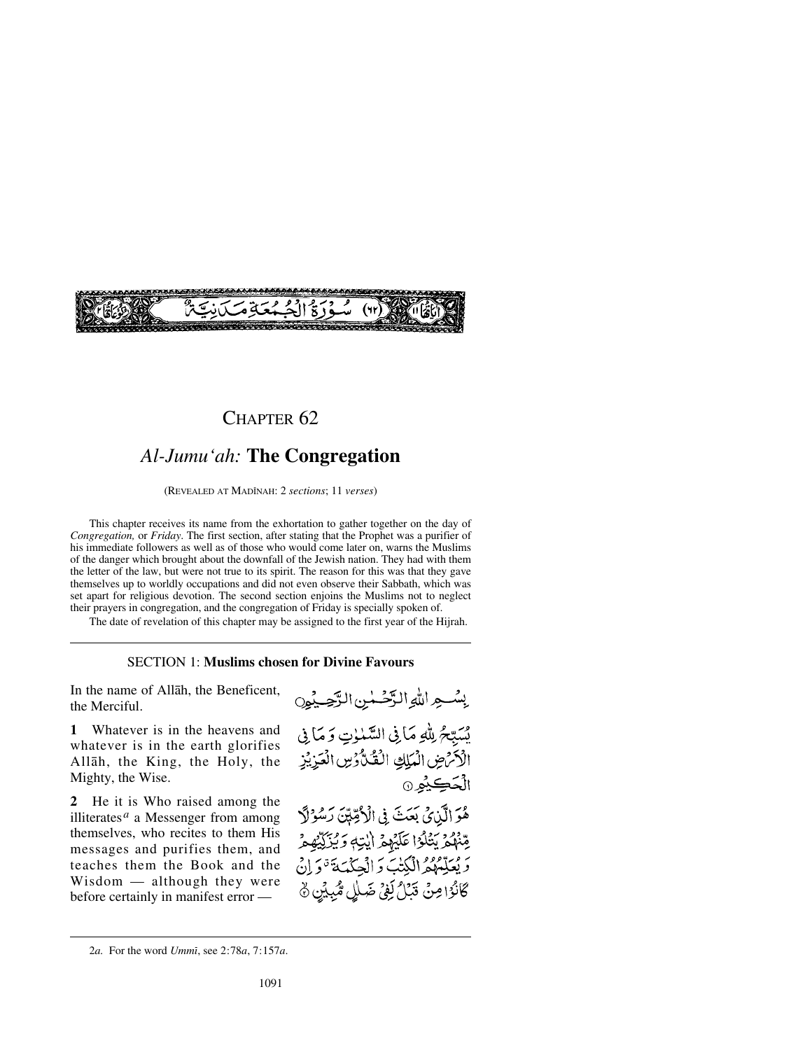(٦٢) سُوْرَةُ الْجُمُعَةِ مَدَنِيَّةٌ

# CHAPTER 62

## *Al-Jumu'ah:* The Congregation

(REVEALED AT MADĪNAH: 2 *sections*; 11 *verses*)

This chapter receives its name from the exhortation to gather together on the day of *Congregation,* or *Friday*. The first section, after stating that the Prophet was a purifier of his immediate followers as well as of those who would come later on, warns the Muslims of the danger which brought about the downfall of the Jewish nation. They had with them the letter of the law, but were not true to its spirit. The reason for this was that they gave themselves up to worldly occupations and did not even observe their Sabbath, which was set apart for religious devotion. The second section enjoins the Muslims not to neglect their prayers in congregation, and the congregation of Friday is specially spoken of.

The date of revelation of this chapter may be assigned to the first year of the Hijrah.

### SECTION 1: **Muslims chosen for Divine Favours**

In the name of Allāh, the Beneficent, the Merciful.

بِسْمِ اللّٰهِ الرَّحْمٰنِ الرَّحِيْمِ

**1** Whatever is in the heavens and whatever is in the earth glorifies Allāh, the King, the Holy, the Mighty, the Wise.

يُسَبِّحُ لِلّٰهِ مَا فِى السَّمٰوٰتِ وَمَا فِى الْاَرْضِ الْمَلِكِ الْقُدُّوْسِ الْعَزِيْزِ الْحَكِيْمِ ۝١

**2** He it is Who raised among the illiterates[a] a Messenger from among themselves, who recites to them His messages and purifies them, and teaches them the Book and the Wisdom — although they were before certainly in manifest error —

هُوَ الَّذِىْ بَعَثَ فِى الْاُمِّيّٖنَ رَسُوْلًا مِّنْهُمْ يَتْلُوْا عَلَيْهِمْ اٰيٰتِهٖ وَيُزَكِّيْهِمْ وَيُعَلِّمُهُمُ الْكِتٰبَ وَالْحِكْمَةَ ۚ وَاِنْ كَانُوْا مِنْ قَبْلُ لَفِىْ ضَلٰلٍ مُّبِيْنٍ ۝٢

---

2*a.* For the word *Ummī*, see 2:78*a*, 7:157*a*.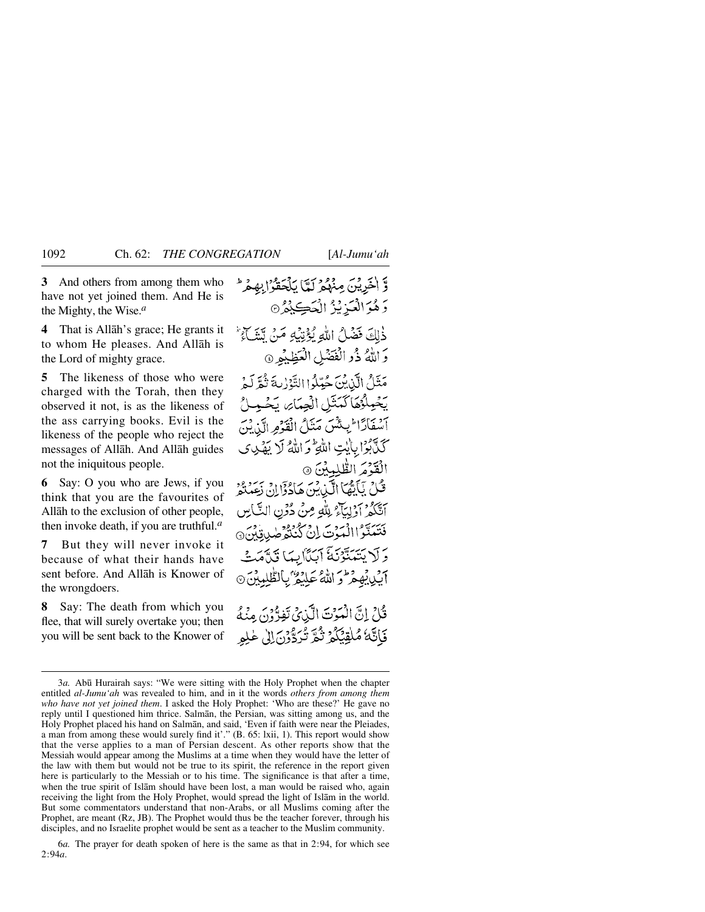**3** And others from among them who have not yet joined them. And He is the Mighty, the Wise.[a]

وَّ اٰخَرِيْنَ مِنْهُمْ لَمَّا يَلْحَقُوْا بِهِمْ ۭ وَهُوَ الْعَزِيْزُ الْحَكِيْمُ ③

**4** That is Allāh's grace; He grants it to whom He pleases. And Allāh is the Lord of mighty grace.

ذٰلِكَ فَضْلُ اللّٰهِ يُؤْتِيْهِ مَنْ يَّشَآءُ ۭ وَاللّٰهُ ذُو الْفَضْلِ الْعَظِيْمِ ④

**5** The likeness of those who were charged with the Torah, then they observed it not, is as the likeness of the ass carrying books. Evil is the likeness of the people who reject the messages of Allāh. And Allāh guides not the iniquitous people.

مَثَلُ الَّذِيْنَ حُمِّلُوا التَّوْرٰىةَ ثُمَّ لَمْ يَحْمِلُوْهَا كَمَثَلِ الْحِمَارِ يَحْمِلُ اَسْفَارًا ۭ بِئْسَ مَثَلُ الْقَوْمِ الَّذِيْنَ كَذَّبُوْا بِاٰيٰتِ اللّٰهِ ۭ وَاللّٰهُ لَا يَهْدِي الْقَوْمَ الظّٰلِمِيْنَ ⑤

**6** Say: O you who are Jews, if you think that you are the favourites of Allāh to the exclusion of other people, then invoke death, if you are truthful.[a]

قُلْ يٰٓاَيُّهَا الَّذِيْنَ هَادُوْٓا اِنْ زَعَمْتُمْ اَنَّكُمْ اَوْلِيَآءُ لِلّٰهِ مِنْ دُوْنِ النَّاسِ فَتَمَنَّوُا الْمَوْتَ اِنْ كُنْتُمْ صٰدِقِيْنَ ⑥

**7** But they will never invoke it because of what their hands have sent before. And Allāh is Knower of the wrongdoers.

وَلَا يَتَمَنَّوْنَهٗٓ اَبَدًۢا بِمَا قَدَّمَتْ اَيْدِيْهِمْ ۭ وَاللّٰهُ عَلِيْمٌۢ بِالظّٰلِمِيْنَ ⑦

**8** Say: The death from which you flee, that will surely overtake you; then you will be sent back to the Knower of

قُلْ اِنَّ الْمَوْتَ الَّذِيْ تَفِرُّوْنَ مِنْهُ فَاِنَّهٗ مُلٰقِيْكُمْ ثُمَّ تُرَدُّوْنَ اِلٰى عٰلِمِ

---

3*a.* Abū Hurairah says: "We were sitting with the Holy Prophet when the chapter entitled *al-Jumu'ah* was revealed to him, and in it the words *others from among them who have not yet joined them*. I asked the Holy Prophet: 'Who are these?' He gave no reply until I questioned him thrice. Salmān, the Persian, was sitting among us, and the Holy Prophet placed his hand on Salmān, and said, 'Even if faith were near the Pleiades, a man from among these would surely find it'." (B. 65: lxii, 1). This report would show that the verse applies to a man of Persian descent. As other reports show that the Messiah would appear among the Muslims at a time when they would have the letter of the law with them but would not be true to its spirit, the reference in the report given here is particularly to the Messiah or to his time. The significance is that after a time, when the true spirit of Islām should have been lost, a man would be raised who, again receiving the light from the Holy Prophet, would spread the light of Islām in the world. But some commentators understand that non-Arabs, or all Muslims coming after the Prophet, are meant (Rz, JB). The Prophet would thus be the teacher forever, through his disciples, and no Israelite prophet would be sent as a teacher to the Muslim community.

6*a.* The prayer for death spoken of here is the same as that in 2:94, for which see 2:94*a*.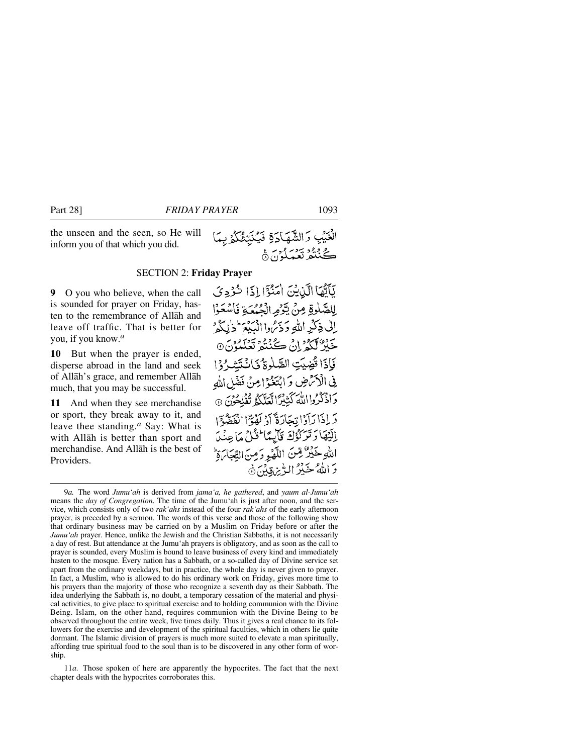the unseen and the seen, so He will inform you of that which you did.

الْغَيْبِ وَالشَّهَادَةِ فَيُنَبِّئُكُمْ بِمَا كُنْتُمْ تَعْمَلُونَ ﴿٨﴾

## SECTION 2: **Friday Prayer**

**9** O you who believe, when the call is sounded for prayer on Friday, hasten to the remembrance of Allāh and leave off traffic. That is better for you, if you know.[a]

يَٰٓأَيُّهَا الَّذِينَ اٰمَنُوٓا إِذَا نُودِيَ لِلصَّلٰوةِ مِنْ يَّوْمِ الْجُمُعَةِ فَاسْعَوْا إِلٰى ذِكْرِ اللّٰهِ وَذَرُوا الْبَيْعَ ۚ ذٰلِكُمْ خَيْرٌ لَّكُمْ إِنْ كُنْتُمْ تَعْلَمُونَ ﴿٩﴾

**10** But when the prayer is ended, disperse abroad in the land and seek of Allāh's grace, and remember Allāh much, that you may be successful.

فَإِذَا قُضِيَتِ الصَّلٰوةُ فَانْتَشِرُوا فِي الْأَرْضِ وَابْتَغُوا مِنْ فَضْلِ اللّٰهِ وَاذْكُرُوا اللّٰهَ كَثِيرًا لَّعَلَّكُمْ تُفْلِحُونَ ﴿١٠﴾

**11** And when they see merchandise or sport, they break away to it, and leave thee standing.[a] Say: What is with Allāh is better than sport and merchandise. And Allāh is the best of Providers.

وَإِذَا رَأَوْا تِجَارَةً أَوْ لَهْوًا انْفَضُّوٓا إِلَيْهَا وَتَرَكُوكَ قَآئِمًا ۚ قُلْ مَا عِنْدَ اللّٰهِ خَيْرٌ مِّنَ اللَّهْوِ وَمِنَ التِّجَارَةِ ۚ وَاللّٰهُ خَيْرُ الرّٰزِقِينَ ﴿١١﴾

---

9*a.* The word *Jumu'ah* is derived from *jama'a, he gathered*, and *yaum al-Jumu'ah* means the *day of Congregation*. The time of the Jumu'ah is just after noon, and the service, which consists only of two *rak'ahs* instead of the four *rak'ahs* of the early afternoon prayer, is preceded by a sermon. The words of this verse and those of the following show that ordinary business may be carried on by a Muslim on Friday before or after the *Jumu'ah* prayer. Hence, unlike the Jewish and the Christian Sabbaths, it is not necessarily a day of rest. But attendance at the Jumu'ah prayers is obligatory, and as soon as the call to prayer is sounded, every Muslim is bound to leave business of every kind and immediately hasten to the mosque. Every nation has a Sabbath, or a so-called day of Divine service set apart from the ordinary weekdays, but in practice, the whole day is never given to prayer. In fact, a Muslim, who is allowed to do his ordinary work on Friday, gives more time to his prayers than the majority of those who recognize a seventh day as their Sabbath. The idea underlying the Sabbath is, no doubt, a temporary cessation of the material and physical activities, to give place to spiritual exercise and to holding communion with the Divine Being. Islām, on the other hand, requires communion with the Divine Being to be observed throughout the entire week, five times daily. Thus it gives a real chance to its followers for the exercise and development of the spiritual faculties, which in others lie quite dormant. The Islamic division of prayers is much more suited to elevate a man spiritually, affording true spiritual food to the soul than is to be discovered in any other form of worship.

11*a.* Those spoken of here are apparently the hypocrites. The fact that the next chapter deals with the hypocrites corroborates this.